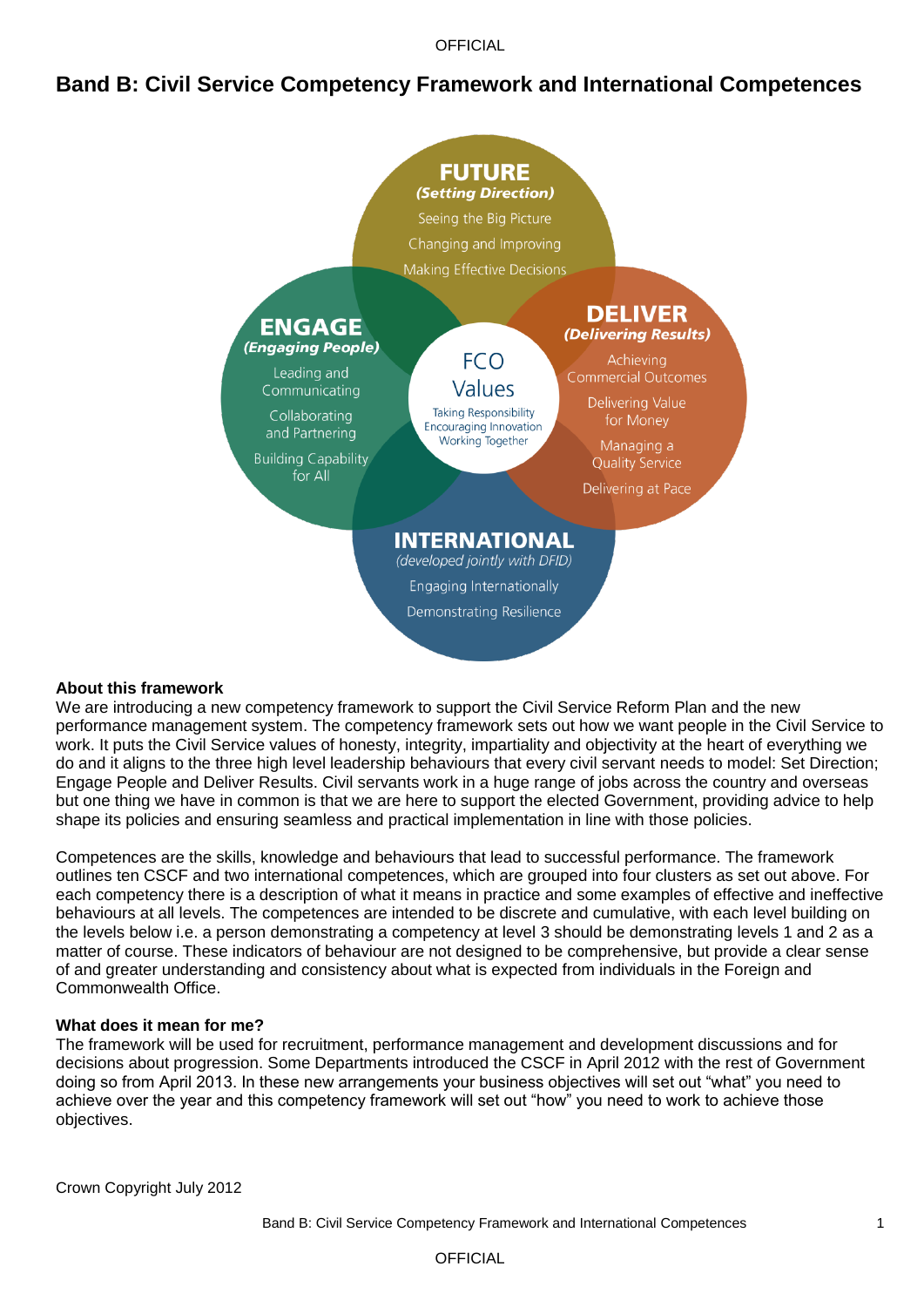# Band B: Civil Service Competency Framework and International Competences

FUTURE
*(Setting Direction)*
Seeing the Big Picture
Changing and Improving
Making Effective Decisions

ENGAGE
*(Engaging People)*
Leading and Communicating
Collaborating and Partnering
Building Capability for All

FCO Values
Taking Responsibility
Encouraging Innovation
Working Together

DELIVER
*(Delivering Results)*
Achieving Commercial Outcomes
Delivering Value for Money
Managing a Quality Service
Delivering at Pace

INTERNATIONAL
*(developed jointly with DFID)*
Engaging Internationally
Demonstrating Resilience

**About this framework**

We are introducing a new competency framework to support the Civil Service Reform Plan and the new performance management system. The competency framework sets out how we want people in the Civil Service to work. It puts the Civil Service values of honesty, integrity, impartiality and objectivity at the heart of everything we do and it aligns to the three high level leadership behaviours that every civil servant needs to model: Set Direction; Engage People and Deliver Results. Civil servants work in a huge range of jobs across the country and overseas but one thing we have in common is that we are here to support the elected Government, providing advice to help shape its policies and ensuring seamless and practical implementation in line with those policies.

Competences are the skills, knowledge and behaviours that lead to successful performance. The framework outlines ten CSCF and two international competences, which are grouped into four clusters as set out above. For each competency there is a description of what it means in practice and some examples of effective and ineffective behaviours at all levels. The competences are intended to be discrete and cumulative, with each level building on the levels below i.e. a person demonstrating a competency at level 3 should be demonstrating levels 1 and 2 as a matter of course. These indicators of behaviour are not designed to be comprehensive, but provide a clear sense of and greater understanding and consistency about what is expected from individuals in the Foreign and Commonwealth Office.

**What does it mean for me?**

The framework will be used for recruitment, performance management and development discussions and for decisions about progression. Some Departments introduced the CSCF in April 2012 with the rest of Government doing so from April 2013. In these new arrangements your business objectives will set out "what" you need to achieve over the year and this competency framework will set out "how" you need to work to achieve those objectives.

Crown Copyright July 2012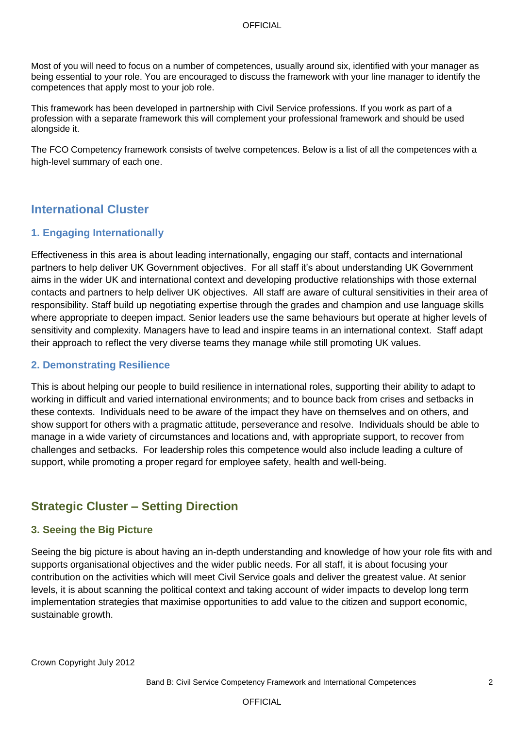Most of you will need to focus on a number of competences, usually around six, identified with your manager as being essential to your role. You are encouraged to discuss the framework with your line manager to identify the competences that apply most to your job role.

This framework has been developed in partnership with Civil Service professions. If you work as part of a profession with a separate framework this will complement your professional framework and should be used alongside it.

The FCO Competency framework consists of twelve competences. Below is a list of all the competences with a high-level summary of each one.

## International Cluster

### 1. Engaging Internationally

Effectiveness in this area is about leading internationally, engaging our staff, contacts and international partners to help deliver UK Government objectives. For all staff it's about understanding UK Government aims in the wider UK and international context and developing productive relationships with those external contacts and partners to help deliver UK objectives. All staff are aware of cultural sensitivities in their area of responsibility. Staff build up negotiating expertise through the grades and champion and use language skills where appropriate to deepen impact. Senior leaders use the same behaviours but operate at higher levels of sensitivity and complexity. Managers have to lead and inspire teams in an international context. Staff adapt their approach to reflect the very diverse teams they manage while still promoting UK values.

### 2. Demonstrating Resilience

This is about helping our people to build resilience in international roles, supporting their ability to adapt to working in difficult and varied international environments; and to bounce back from crises and setbacks in these contexts. Individuals need to be aware of the impact they have on themselves and on others, and show support for others with a pragmatic attitude, perseverance and resolve. Individuals should be able to manage in a wide variety of circumstances and locations and, with appropriate support, to recover from challenges and setbacks. For leadership roles this competence would also include leading a culture of support, while promoting a proper regard for employee safety, health and well-being.

## Strategic Cluster – Setting Direction

### 3. Seeing the Big Picture

Seeing the big picture is about having an in-depth understanding and knowledge of how your role fits with and supports organisational objectives and the wider public needs. For all staff, it is about focusing your contribution on the activities which will meet Civil Service goals and deliver the greatest value. At senior levels, it is about scanning the political context and taking account of wider impacts to develop long term implementation strategies that maximise opportunities to add value to the citizen and support economic, sustainable growth.

Crown Copyright July 2012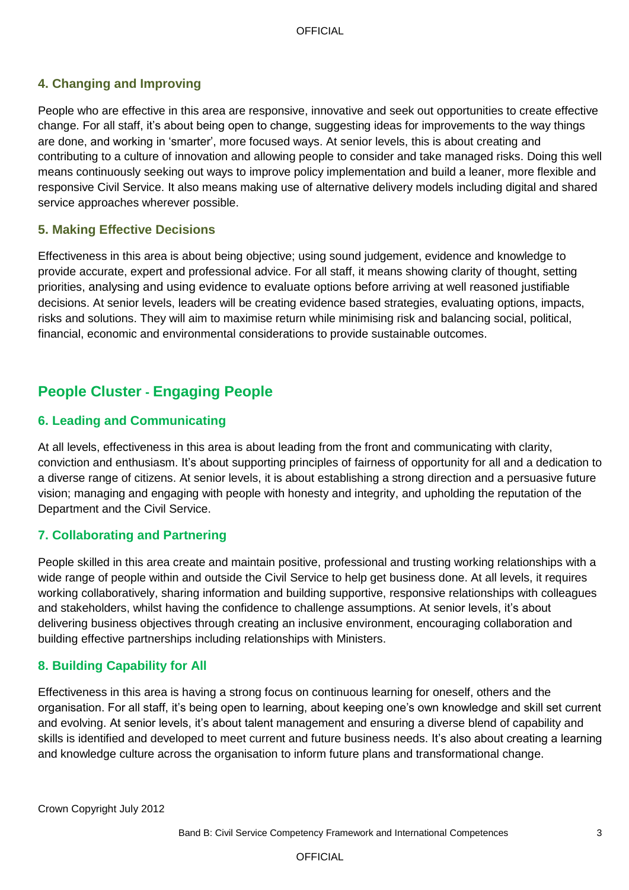### 4. Changing and Improving

People who are effective in this area are responsive, innovative and seek out opportunities to create effective change. For all staff, it's about being open to change, suggesting ideas for improvements to the way things are done, and working in 'smarter', more focused ways. At senior levels, this is about creating and contributing to a culture of innovation and allowing people to consider and take managed risks. Doing this well means continuously seeking out ways to improve policy implementation and build a leaner, more flexible and responsive Civil Service. It also means making use of alternative delivery models including digital and shared service approaches wherever possible.

### 5. Making Effective Decisions

Effectiveness in this area is about being objective; using sound judgement, evidence and knowledge to provide accurate, expert and professional advice. For all staff, it means showing clarity of thought, setting priorities, analysing and using evidence to evaluate options before arriving at well reasoned justifiable decisions. At senior levels, leaders will be creating evidence based strategies, evaluating options, impacts, risks and solutions. They will aim to maximise return while minimising risk and balancing social, political, financial, economic and environmental considerations to provide sustainable outcomes.

## People Cluster - Engaging People

### 6. Leading and Communicating

At all levels, effectiveness in this area is about leading from the front and communicating with clarity, conviction and enthusiasm. It's about supporting principles of fairness of opportunity for all and a dedication to a diverse range of citizens. At senior levels, it is about establishing a strong direction and a persuasive future vision; managing and engaging with people with honesty and integrity, and upholding the reputation of the Department and the Civil Service.

### 7. Collaborating and Partnering

People skilled in this area create and maintain positive, professional and trusting working relationships with a wide range of people within and outside the Civil Service to help get business done. At all levels, it requires working collaboratively, sharing information and building supportive, responsive relationships with colleagues and stakeholders, whilst having the confidence to challenge assumptions. At senior levels, it's about delivering business objectives through creating an inclusive environment, encouraging collaboration and building effective partnerships including relationships with Ministers.

### 8. Building Capability for All

Effectiveness in this area is having a strong focus on continuous learning for oneself, others and the organisation. For all staff, it's being open to learning, about keeping one's own knowledge and skill set current and evolving. At senior levels, it's about talent management and ensuring a diverse blend of capability and skills is identified and developed to meet current and future business needs. It's also about creating a learning and knowledge culture across the organisation to inform future plans and transformational change.

Crown Copyright July 2012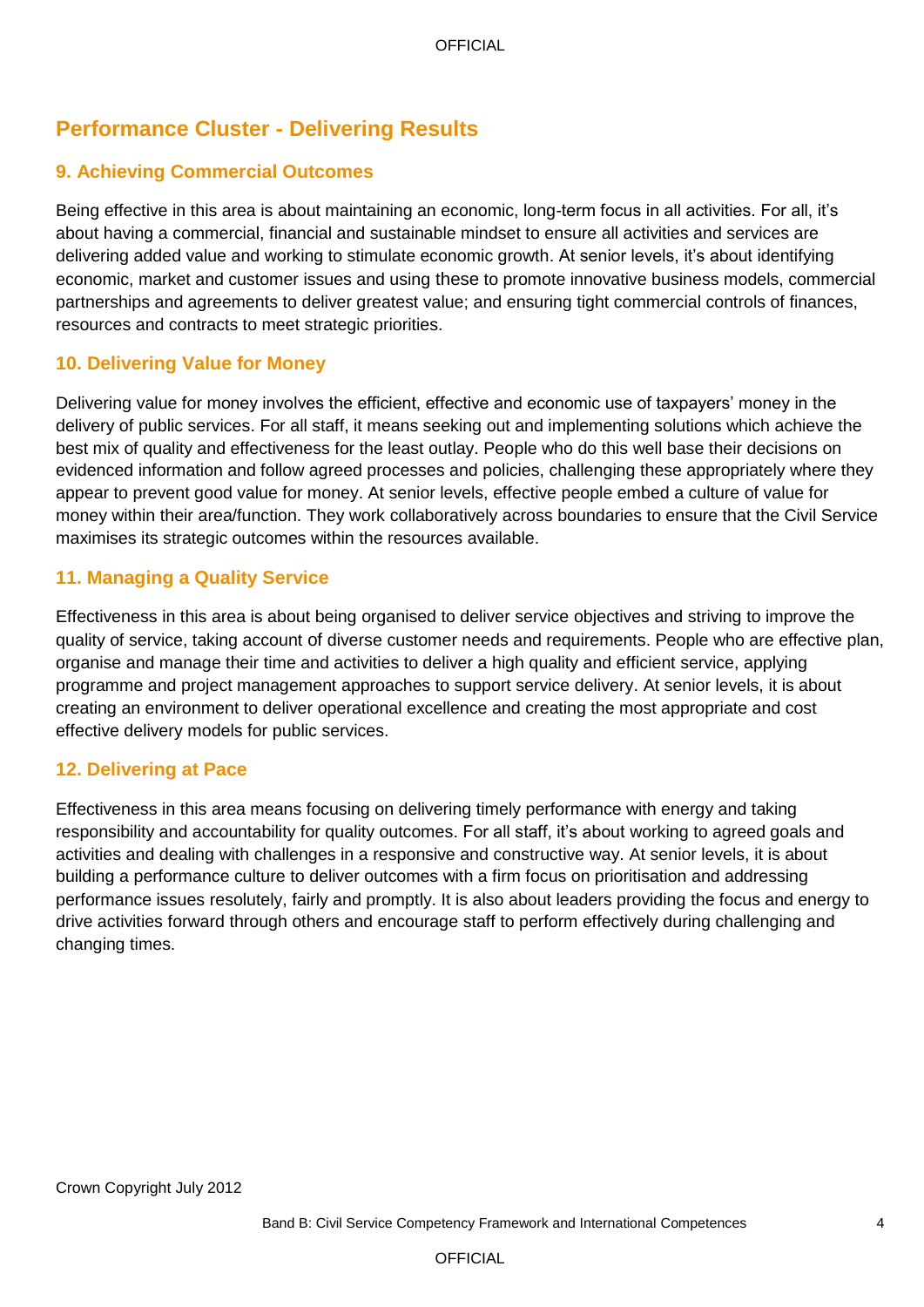## Performance Cluster - Delivering Results

### 9. Achieving Commercial Outcomes

Being effective in this area is about maintaining an economic, long-term focus in all activities. For all, it's about having a commercial, financial and sustainable mindset to ensure all activities and services are delivering added value and working to stimulate economic growth. At senior levels, it's about identifying economic, market and customer issues and using these to promote innovative business models, commercial partnerships and agreements to deliver greatest value; and ensuring tight commercial controls of finances, resources and contracts to meet strategic priorities.

### 10. Delivering Value for Money

Delivering value for money involves the efficient, effective and economic use of taxpayers' money in the delivery of public services. For all staff, it means seeking out and implementing solutions which achieve the best mix of quality and effectiveness for the least outlay. People who do this well base their decisions on evidenced information and follow agreed processes and policies, challenging these appropriately where they appear to prevent good value for money. At senior levels, effective people embed a culture of value for money within their area/function. They work collaboratively across boundaries to ensure that the Civil Service maximises its strategic outcomes within the resources available.

### 11. Managing a Quality Service

Effectiveness in this area is about being organised to deliver service objectives and striving to improve the quality of service, taking account of diverse customer needs and requirements. People who are effective plan, organise and manage their time and activities to deliver a high quality and efficient service, applying programme and project management approaches to support service delivery. At senior levels, it is about creating an environment to deliver operational excellence and creating the most appropriate and cost effective delivery models for public services.

### 12. Delivering at Pace

Effectiveness in this area means focusing on delivering timely performance with energy and taking responsibility and accountability for quality outcomes. For all staff, it's about working to agreed goals and activities and dealing with challenges in a responsive and constructive way. At senior levels, it is about building a performance culture to deliver outcomes with a firm focus on prioritisation and addressing performance issues resolutely, fairly and promptly. It is also about leaders providing the focus and energy to drive activities forward through others and encourage staff to perform effectively during challenging and changing times.

Crown Copyright July 2012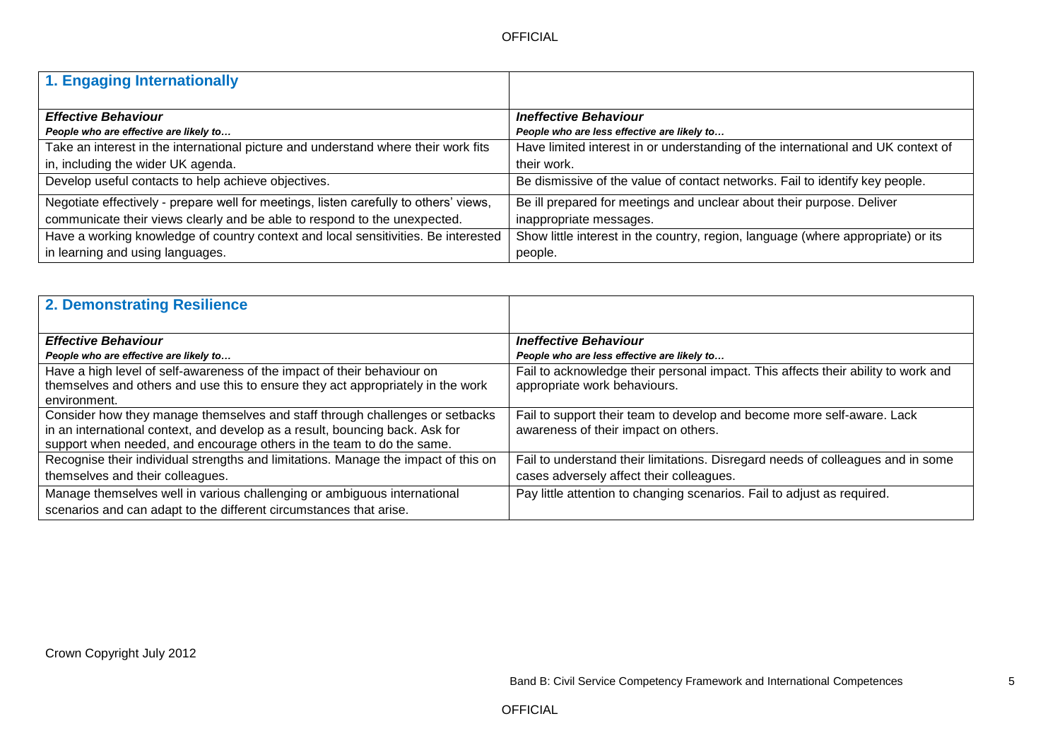## 1. Engaging Internationally

| ***Effective Behaviour*** <br> ***People who are effective are likely to…*** | ***Ineffective Behaviour*** <br> ***People who are less effective are likely to…*** |
|---|---|
| Take an interest in the international picture and understand where their work fits in, including the wider UK agenda. | Have limited interest in or understanding of the international and UK context of their work. |
| Develop useful contacts to help achieve objectives. | Be dismissive of the value of contact networks. Fail to identify key people. |
| Negotiate effectively - prepare well for meetings, listen carefully to others' views, communicate their views clearly and be able to respond to the unexpected. | Be ill prepared for meetings and unclear about their purpose. Deliver inappropriate messages. |
| Have a working knowledge of country context and local sensitivities. Be interested in learning and using languages. | Show little interest in the country, region, language (where appropriate) or its people. |

## 2. Demonstrating Resilience

| ***Effective Behaviour*** <br> ***People who are effective are likely to…*** | ***Ineffective Behaviour*** <br> ***People who are less effective are likely to…*** |
|---|---|
| Have a high level of self-awareness of the impact of their behaviour on themselves and others and use this to ensure they act appropriately in the work environment. | Fail to acknowledge their personal impact. This affects their ability to work and appropriate work behaviours. |
| Consider how they manage themselves and staff through challenges or setbacks in an international context, and develop as a result, bouncing back. Ask for support when needed, and encourage others in the team to do the same. | Fail to support their team to develop and become more self-aware. Lack awareness of their impact on others. |
| Recognise their individual strengths and limitations. Manage the impact of this on themselves and their colleagues. | Fail to understand their limitations. Disregard needs of colleagues and in some cases adversely affect their colleagues. |
| Manage themselves well in various challenging or ambiguous international scenarios and can adapt to the different circumstances that arise. | Pay little attention to changing scenarios. Fail to adjust as required. |

Crown Copyright July 2012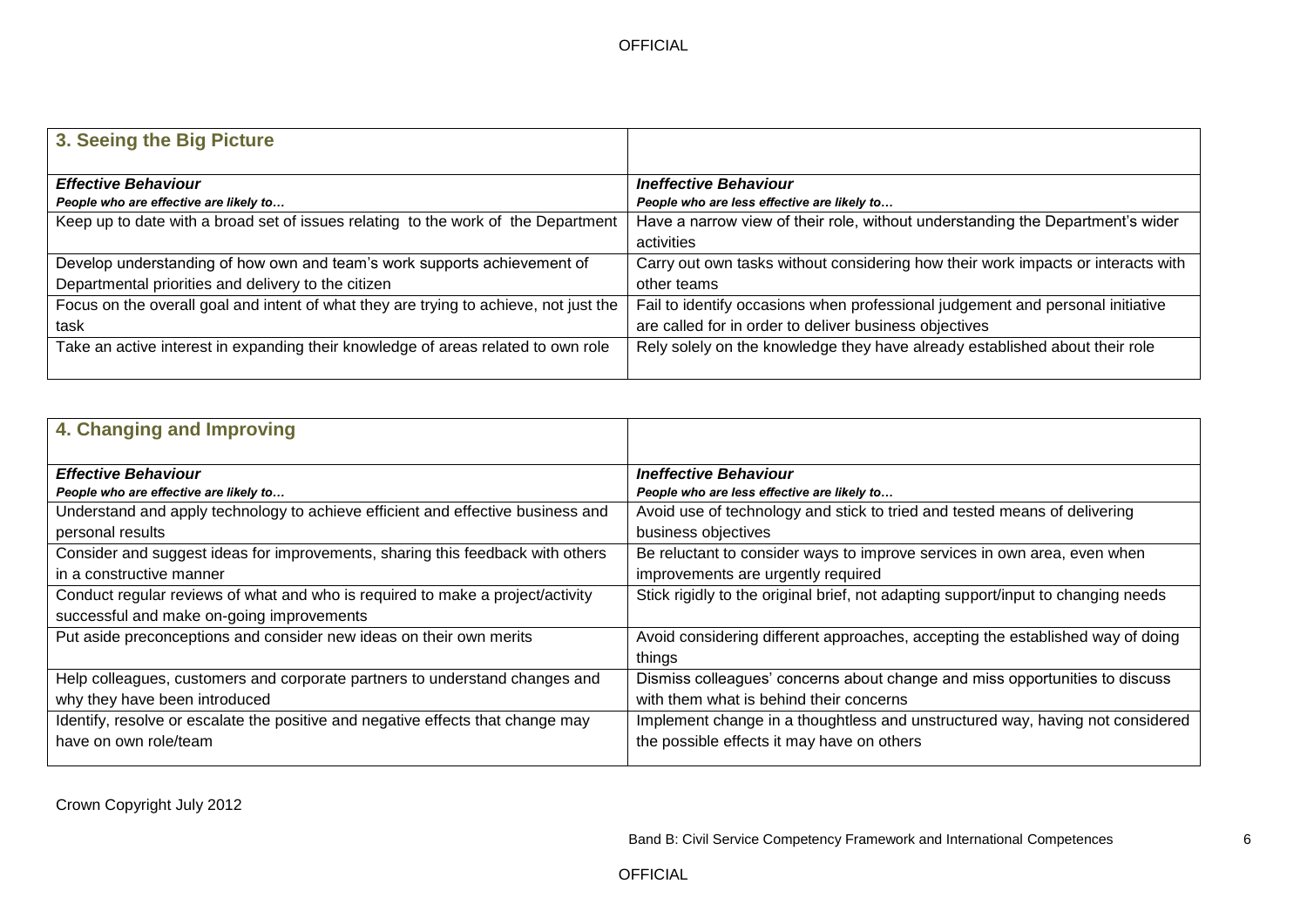| 3. Seeing the Big Picture | |
|---|---|
| ***Effective Behaviour***<br>***People who are effective are likely to…*** | ***Ineffective Behaviour***<br>***People who are less effective are likely to…*** |
| Keep up to date with a broad set of issues relating to the work of the Department | Have a narrow view of their role, without understanding the Department's wider activities |
| Develop understanding of how own and team's work supports achievement of Departmental priorities and delivery to the citizen | Carry out own tasks without considering how their work impacts or interacts with other teams |
| Focus on the overall goal and intent of what they are trying to achieve, not just the task | Fail to identify occasions when professional judgement and personal initiative are called for in order to deliver business objectives |
| Take an active interest in expanding their knowledge of areas related to own role | Rely solely on the knowledge they have already established about their role |

| 4. Changing and Improving | |
|---|---|
| ***Effective Behaviour***<br>***People who are effective are likely to…*** | ***Ineffective Behaviour***<br>***People who are less effective are likely to…*** |
| Understand and apply technology to achieve efficient and effective business and personal results | Avoid use of technology and stick to tried and tested means of delivering business objectives |
| Consider and suggest ideas for improvements, sharing this feedback with others in a constructive manner | Be reluctant to consider ways to improve services in own area, even when improvements are urgently required |
| Conduct regular reviews of what and who is required to make a project/activity successful and make on-going improvements | Stick rigidly to the original brief, not adapting support/input to changing needs |
| Put aside preconceptions and consider new ideas on their own merits | Avoid considering different approaches, accepting the established way of doing things |
| Help colleagues, customers and corporate partners to understand changes and why they have been introduced | Dismiss colleagues' concerns about change and miss opportunities to discuss with them what is behind their concerns |
| Identify, resolve or escalate the positive and negative effects that change may have on own role/team | Implement change in a thoughtless and unstructured way, having not considered the possible effects it may have on others |

Crown Copyright July 2012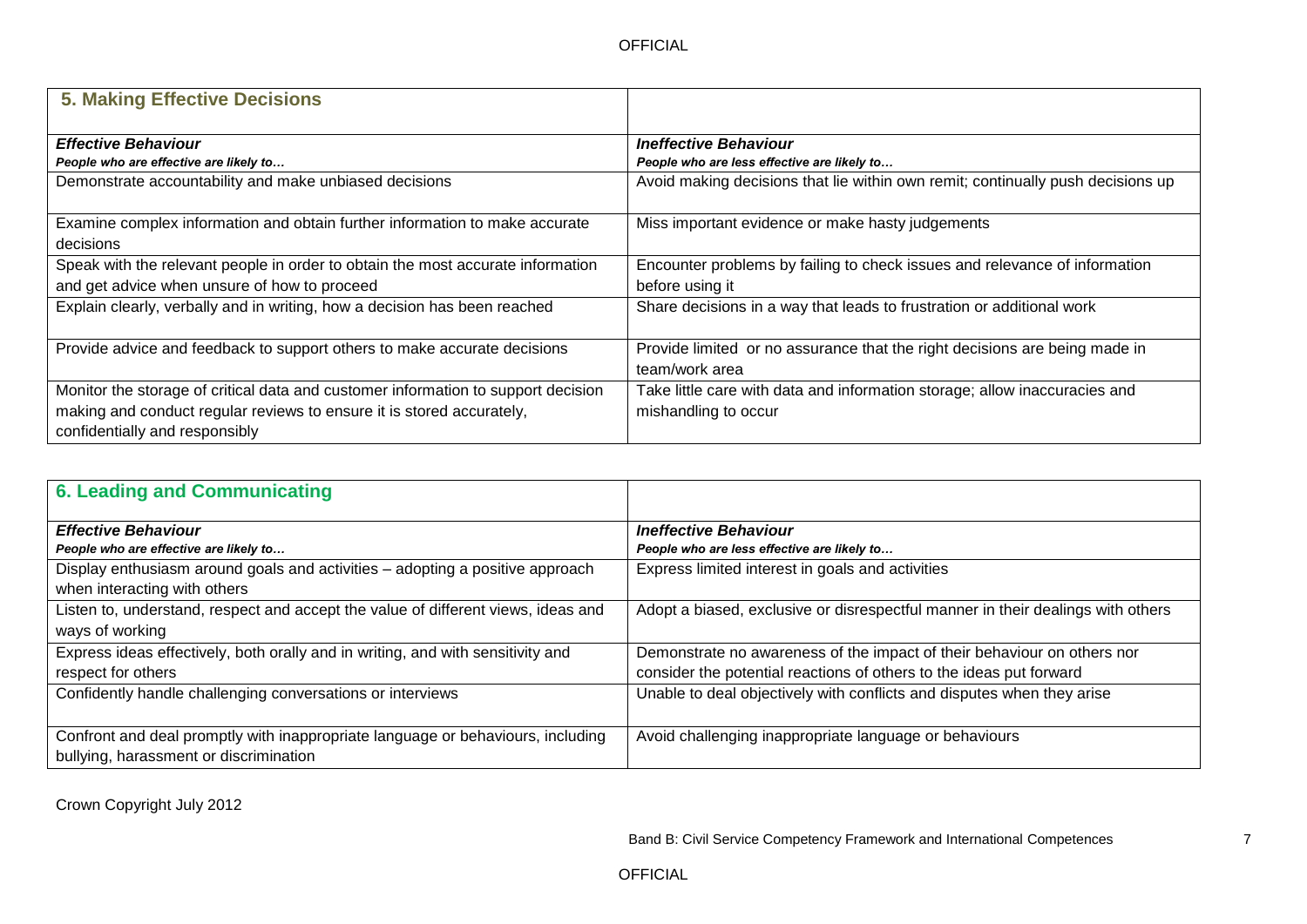| 5. Making Effective Decisions | |
|---|---|
| ***Effective Behaviour*** <br> ***People who are effective are likely to…*** | ***Ineffective Behaviour*** <br> ***People who are less effective are likely to…*** |
| Demonstrate accountability and make unbiased decisions | Avoid making decisions that lie within own remit; continually push decisions up |
| Examine complex information and obtain further information to make accurate decisions | Miss important evidence or make hasty judgements |
| Speak with the relevant people in order to obtain the most accurate information and get advice when unsure of how to proceed | Encounter problems by failing to check issues and relevance of information before using it |
| Explain clearly, verbally and in writing, how a decision has been reached | Share decisions in a way that leads to frustration or additional work |
| Provide advice and feedback to support others to make accurate decisions | Provide limited or no assurance that the right decisions are being made in team/work area |
| Monitor the storage of critical data and customer information to support decision making and conduct regular reviews to ensure it is stored accurately, confidentially and responsibly | Take little care with data and information storage; allow inaccuracies and mishandling to occur |

| 6. Leading and Communicating | |
|---|---|
| ***Effective Behaviour*** <br> ***People who are effective are likely to…*** | ***Ineffective Behaviour*** <br> ***People who are less effective are likely to…*** |
| Display enthusiasm around goals and activities – adopting a positive approach when interacting with others | Express limited interest in goals and activities |
| Listen to, understand, respect and accept the value of different views, ideas and ways of working | Adopt a biased, exclusive or disrespectful manner in their dealings with others |
| Express ideas effectively, both orally and in writing, and with sensitivity and respect for others | Demonstrate no awareness of the impact of their behaviour on others nor consider the potential reactions of others to the ideas put forward |
| Confidently handle challenging conversations or interviews | Unable to deal objectively with conflicts and disputes when they arise |
| Confront and deal promptly with inappropriate language or behaviours, including bullying, harassment or discrimination | Avoid challenging inappropriate language or behaviours |

Crown Copyright July 2012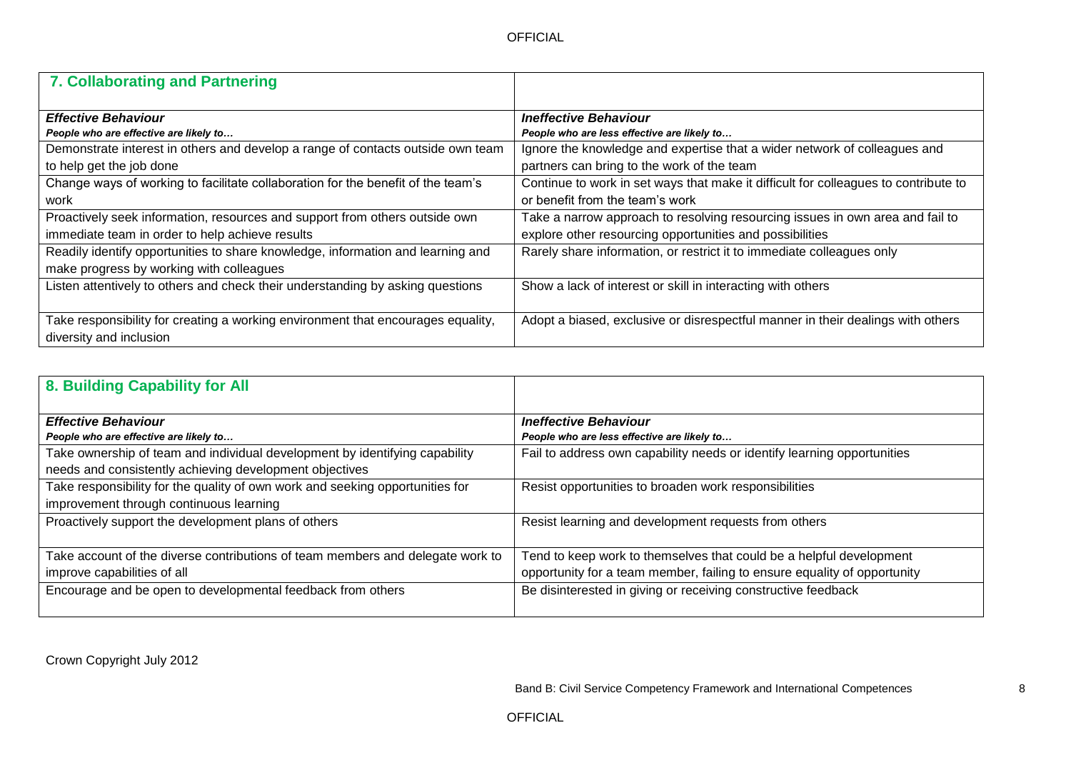## 7. Collaborating and Partnering

| ***Effective Behaviour***<br>***People who are effective are likely to…*** | ***Ineffective Behaviour***<br>***People who are less effective are likely to…*** |
|---|---|
| Demonstrate interest in others and develop a range of contacts outside own team to help get the job done | Ignore the knowledge and expertise that a wider network of colleagues and partners can bring to the work of the team |
| Change ways of working to facilitate collaboration for the benefit of the team's work | Continue to work in set ways that make it difficult for colleagues to contribute to or benefit from the team's work |
| Proactively seek information, resources and support from others outside own immediate team in order to help achieve results | Take a narrow approach to resolving resourcing issues in own area and fail to explore other resourcing opportunities and possibilities |
| Readily identify opportunities to share knowledge, information and learning and make progress by working with colleagues | Rarely share information, or restrict it to immediate colleagues only |
| Listen attentively to others and check their understanding by asking questions | Show a lack of interest or skill in interacting with others |
| Take responsibility for creating a working environment that encourages equality, diversity and inclusion | Adopt a biased, exclusive or disrespectful manner in their dealings with others |

## 8. Building Capability for All

| ***Effective Behaviour***<br>***People who are effective are likely to…*** | ***Ineffective Behaviour***<br>***People who are less effective are likely to…*** |
|---|---|
| Take ownership of team and individual development by identifying capability needs and consistently achieving development objectives | Fail to address own capability needs or identify learning opportunities |
| Take responsibility for the quality of own work and seeking opportunities for improvement through continuous learning | Resist opportunities to broaden work responsibilities |
| Proactively support the development plans of others | Resist learning and development requests from others |
| Take account of the diverse contributions of team members and delegate work to improve capabilities of all | Tend to keep work to themselves that could be a helpful development opportunity for a team member, failing to ensure equality of opportunity |
| Encourage and be open to developmental feedback from others | Be disinterested in giving or receiving constructive feedback |

Crown Copyright July 2012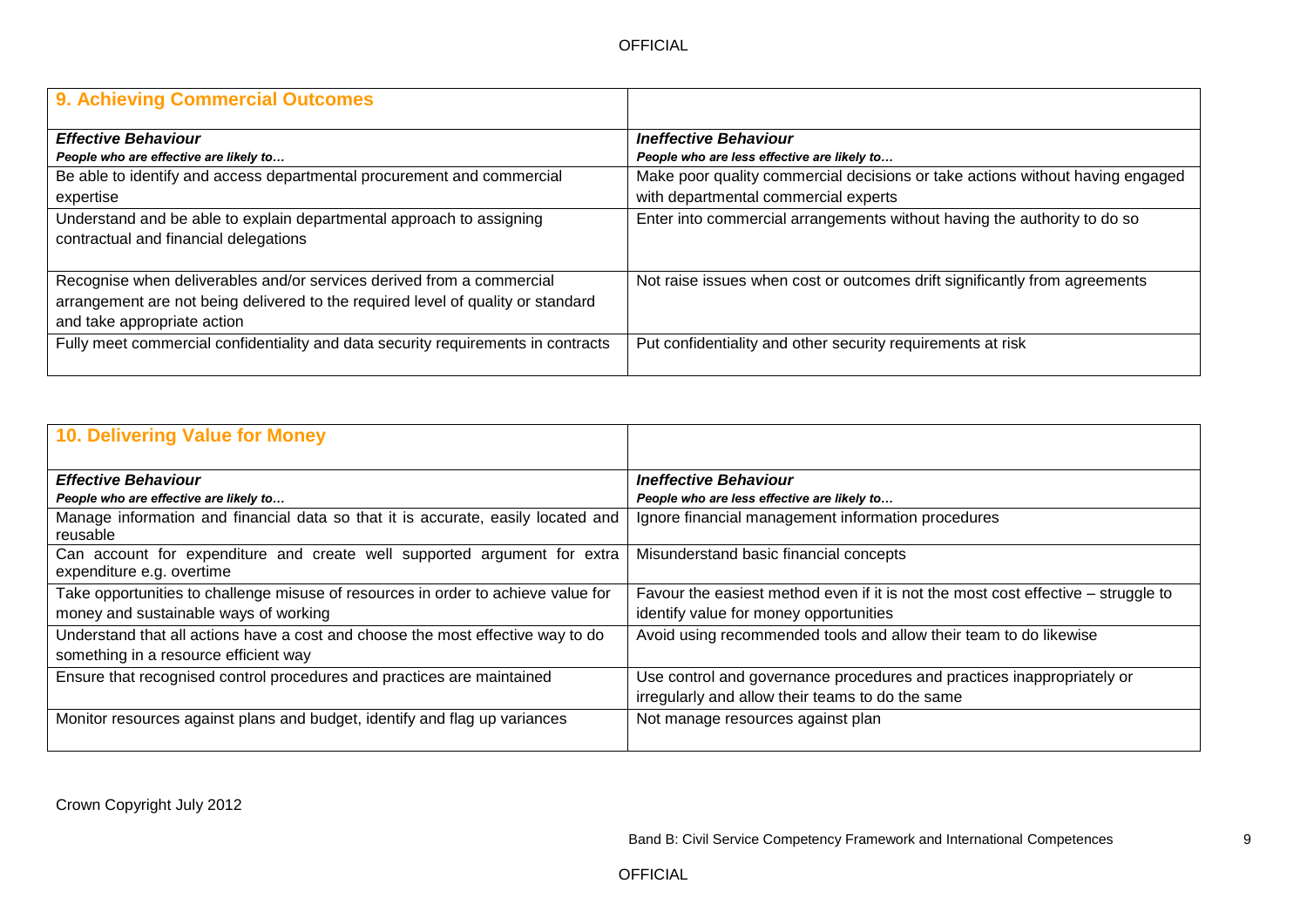## 9. Achieving Commercial Outcomes

| ***Effective Behaviour***<br>***People who are effective are likely to…*** | ***Ineffective Behaviour***<br>***People who are less effective are likely to…*** |
|---|---|
| Be able to identify and access departmental procurement and commercial expertise | Make poor quality commercial decisions or take actions without having engaged with departmental commercial experts |
| Understand and be able to explain departmental approach to assigning contractual and financial delegations | Enter into commercial arrangements without having the authority to do so |
| Recognise when deliverables and/or services derived from a commercial arrangement are not being delivered to the required level of quality or standard and take appropriate action | Not raise issues when cost or outcomes drift significantly from agreements |
| Fully meet commercial confidentiality and data security requirements in contracts | Put confidentiality and other security requirements at risk |

## 10. Delivering Value for Money

| ***Effective Behaviour***<br>***People who are effective are likely to…*** | ***Ineffective Behaviour***<br>***People who are less effective are likely to…*** |
|---|---|
| Manage information and financial data so that it is accurate, easily located and reusable | Ignore financial management information procedures |
| Can account for expenditure and create well supported argument for extra expenditure e.g. overtime | Misunderstand basic financial concepts |
| Take opportunities to challenge misuse of resources in order to achieve value for money and sustainable ways of working | Favour the easiest method even if it is not the most cost effective – struggle to identify value for money opportunities |
| Understand that all actions have a cost and choose the most effective way to do something in a resource efficient way | Avoid using recommended tools and allow their team to do likewise |
| Ensure that recognised control procedures and practices are maintained | Use control and governance procedures and practices inappropriately or irregularly and allow their teams to do the same |
| Monitor resources against plans and budget, identify and flag up variances | Not manage resources against plan |

Crown Copyright July 2012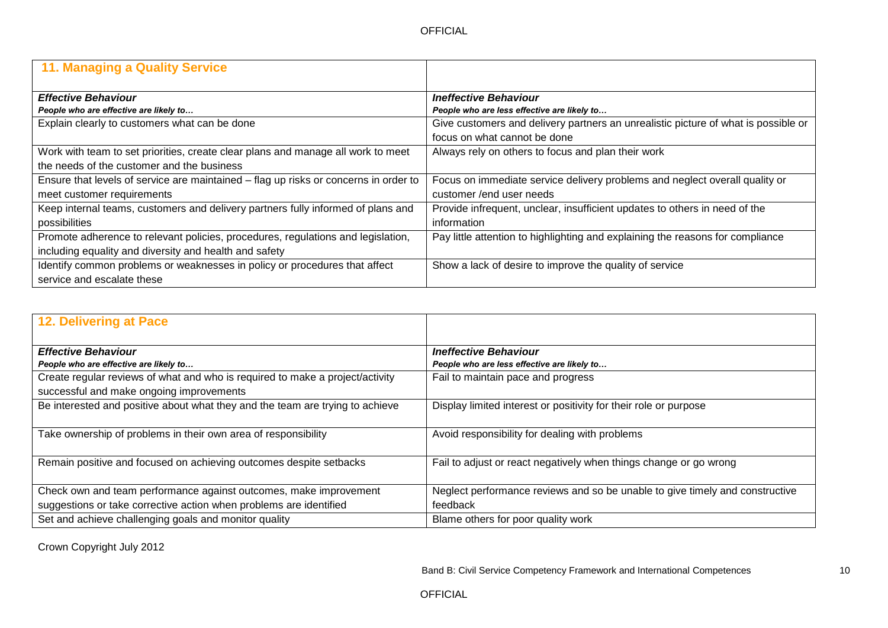## 11. Managing a Quality Service

| ***Effective Behaviour*** <br> ***People who are effective are likely to…*** | ***Ineffective Behaviour*** <br> ***People who are less effective are likely to…*** |
|---|---|
| Explain clearly to customers what can be done | Give customers and delivery partners an unrealistic picture of what is possible or focus on what cannot be done |
| Work with team to set priorities, create clear plans and manage all work to meet the needs of the customer and the business | Always rely on others to focus and plan their work |
| Ensure that levels of service are maintained – flag up risks or concerns in order to meet customer requirements | Focus on immediate service delivery problems and neglect overall quality or customer /end user needs |
| Keep internal teams, customers and delivery partners fully informed of plans and possibilities | Provide infrequent, unclear, insufficient updates to others in need of the information |
| Promote adherence to relevant policies, procedures, regulations and legislation, including equality and diversity and health and safety | Pay little attention to highlighting and explaining the reasons for compliance |
| Identify common problems or weaknesses in policy or procedures that affect service and escalate these | Show a lack of desire to improve the quality of service |

## 12. Delivering at Pace

| ***Effective Behaviour*** <br> ***People who are effective are likely to…*** | ***Ineffective Behaviour*** <br> ***People who are less effective are likely to…*** |
|---|---|
| Create regular reviews of what and who is required to make a project/activity successful and make ongoing improvements | Fail to maintain pace and progress |
| Be interested and positive about what they and the team are trying to achieve | Display limited interest or positivity for their role or purpose |
| Take ownership of problems in their own area of responsibility | Avoid responsibility for dealing with problems |
| Remain positive and focused on achieving outcomes despite setbacks | Fail to adjust or react negatively when things change or go wrong |
| Check own and team performance against outcomes, make improvement suggestions or take corrective action when problems are identified | Neglect performance reviews and so be unable to give timely and constructive feedback |
| Set and achieve challenging goals and monitor quality | Blame others for poor quality work |

Crown Copyright July 2012